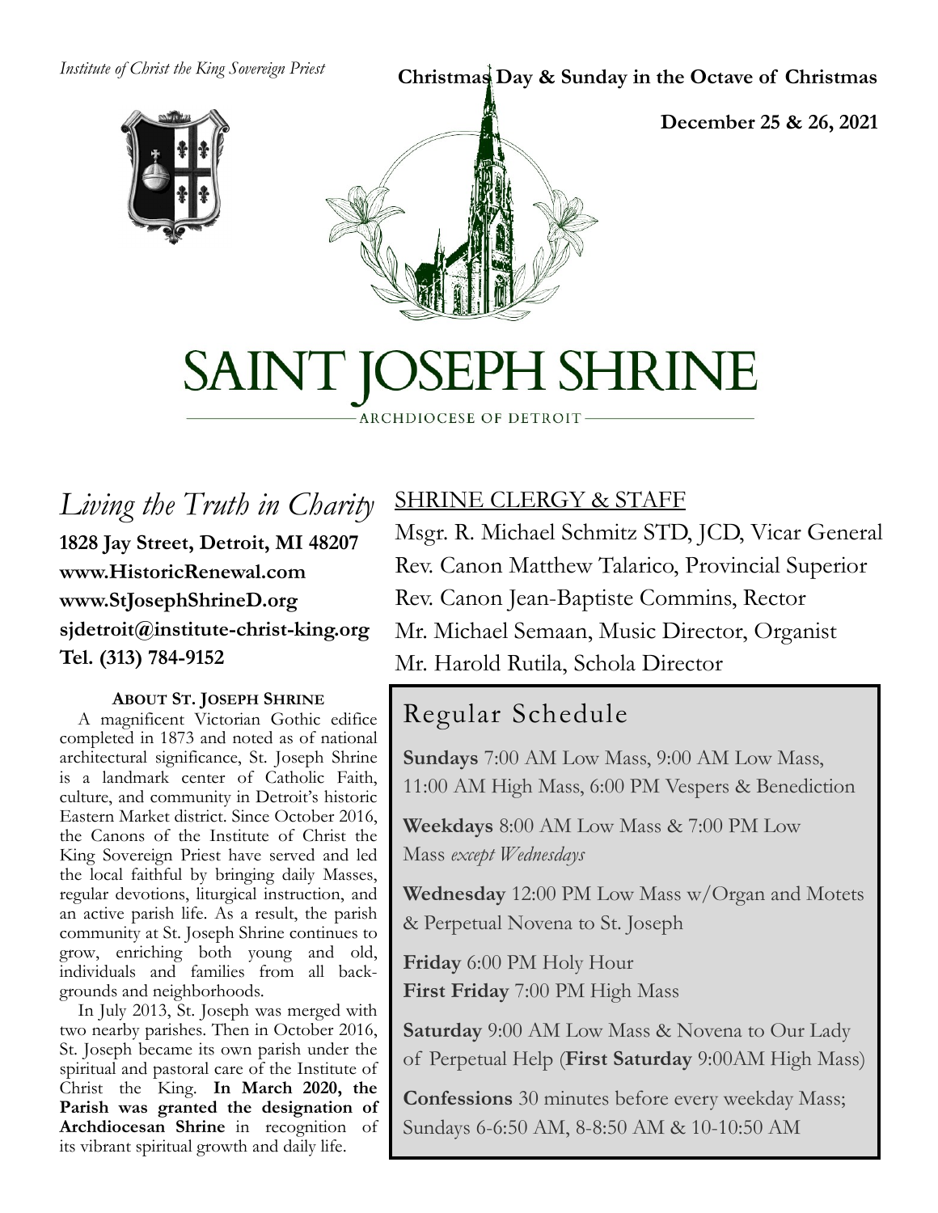*Institute of Christ the King Sovereign Priest*

**Christmas Day & Sunday in the Octave of Christmas**

**December 25 & 26, 2021**

# SAINT JOSEPH SHRINE

ARCHDIOCESE OF DETROIT

## *Living the Truth in Charity*

**1828 Jay Street, Detroit, MI 48207**
**www.HistoricRenewal.com**
**www.StJosephShrineD.org**
**sjdetroit@institute-christ-king.org**
**Tel. (313) 784-9152**

#### ABOUT ST. JOSEPH SHRINE

A magnificent Victorian Gothic edifice completed in 1873 and noted as of national architectural significance, St. Joseph Shrine is a landmark center of Catholic Faith, culture, and community in Detroit's historic Eastern Market district. Since October 2016, the Canons of the Institute of Christ the King Sovereign Priest have served and led the local faithful by bringing daily Masses, regular devotions, liturgical instruction, and an active parish life. As a result, the parish community at St. Joseph Shrine continues to grow, enriching both young and old, individuals and families from all backgrounds and neighborhoods.

In July 2013, St. Joseph was merged with two nearby parishes. Then in October 2016, St. Joseph became its own parish under the spiritual and pastoral care of the Institute of Christ the King. **In March 2020, the Parish was granted the designation of Archdiocesan Shrine** in recognition of its vibrant spiritual growth and daily life.

## SHRINE CLERGY & STAFF

Msgr. R. Michael Schmitz STD, JCD, Vicar General
Rev. Canon Matthew Talarico, Provincial Superior
Rev. Canon Jean-Baptiste Commins, Rector
Mr. Michael Semaan, Music Director, Organist
Mr. Harold Rutila, Schola Director

## Regular Schedule

**Sundays** 7:00 AM Low Mass, 9:00 AM Low Mass, 11:00 AM High Mass, 6:00 PM Vespers & Benediction

**Weekdays** 8:00 AM Low Mass & 7:00 PM Low Mass *except Wednesdays*

**Wednesday** 12:00 PM Low Mass w/Organ and Motets & Perpetual Novena to St. Joseph

**Friday** 6:00 PM Holy Hour
**First Friday** 7:00 PM High Mass

**Saturday** 9:00 AM Low Mass & Novena to Our Lady of Perpetual Help (**First Saturday** 9:00AM High Mass)

**Confessions** 30 minutes before every weekday Mass; Sundays 6-6:50 AM, 8-8:50 AM & 10-10:50 AM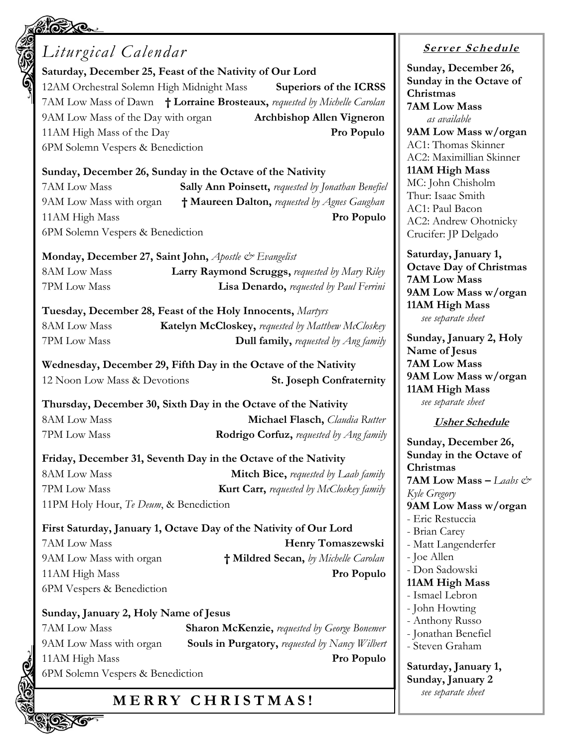## *Liturgical Calendar*

**Saturday, December 25, Feast of the Nativity of Our Lord**
12AM Orchestral Solemn High Midnight Mass — **Superiors of the ICRSS**
7AM Low Mass of Dawn — **† Lorraine Brosteaux,** *requested by Michelle Carolan*
9AM Low Mass of the Day with organ — **Archbishop Allen Vigneron**
11AM High Mass of the Day — **Pro Populo**
6PM Solemn Vespers & Benediction

**Sunday, December 26, Sunday in the Octave of the Nativity**
7AM Low Mass — **Sally Ann Poinsett,** *requested by Jonathan Benefiel*
9AM Low Mass with organ — **† Maureen Dalton,** *requested by Agnes Gaughan*
11AM High Mass — **Pro Populo**
6PM Solemn Vespers & Benediction

**Monday, December 27, Saint John,** *Apostle & Evangelist*
8AM Low Mass — **Larry Raymond Scruggs,** *requested by Mary Riley*
7PM Low Mass — **Lisa Denardo,** *requested by Paul Ferrini*

**Tuesday, December 28, Feast of the Holy Innocents,** *Martyrs*
8AM Low Mass — **Katelyn McCloskey,** *requested by Matthew McCloskey*
7PM Low Mass — **Dull family,** *requested by Ang family*

**Wednesday, December 29, Fifth Day in the Octave of the Nativity**
12 Noon Low Mass & Devotions — **St. Joseph Confraternity**

**Thursday, December 30, Sixth Day in the Octave of the Nativity**
8AM Low Mass — **Michael Flasch,** *Claudia Rutter*
7PM Low Mass — **Rodrigo Corfuz,** *requested by Ang family*

**Friday, December 31, Seventh Day in the Octave of the Nativity**
8AM Low Mass — **Mitch Bice,** *requested by Laab family*
7PM Low Mass — **Kurt Carr,** *requested by McCloskey family*
11PM Holy Hour, *Te Deum*, & Benediction

**First Saturday, January 1, Octave Day of the Nativity of Our Lord**
7AM Low Mass — **Henry Tomaszewski**
9AM Low Mass with organ — **† Mildred Secan,** *by Michelle Carolan*
11AM High Mass — **Pro Populo**
6PM Vespers & Benediction

**Sunday, January 2, Holy Name of Jesus**
7AM Low Mass — **Sharon McKenzie,** *requested by George Bonemer*
9AM Low Mass with organ — **Souls in Purgatory,** *requested by Nancy Wilbert*
11AM High Mass — **Pro Populo**
6PM Solemn Vespers & Benediction

**MERRY CHRISTMAS!**

### Server Schedule

**Sunday, December 26, Sunday in the Octave of Christmas**
**7AM Low Mass**
*as available*
**9AM Low Mass w/organ**
AC1: Thomas Skinner
AC2: Maximillian Skinner
**11AM High Mass**
MC: John Chisholm
Thur: Isaac Smith
AC1: Paul Bacon
AC2: Andrew Ohotnicky
Crucifer: JP Delgado

**Saturday, January 1, Octave Day of Christmas**
**7AM Low Mass**
**9AM Low Mass w/organ**
**11AM High Mass**
*see separate sheet*

**Sunday, January 2, Holy Name of Jesus**
**7AM Low Mass**
**9AM Low Mass w/organ**
**11AM High Mass**
*see separate sheet*

### Usher Schedule

**Sunday, December 26, Sunday in the Octave of Christmas**
**7AM Low Mass –** *Laabs & Kyle Gregory*
**9AM Low Mass w/organ**
- Eric Restuccia
- Brian Carey
- Matt Langenderfer
- Joe Allen
- Don Sadowski

**11AM High Mass**
- Ismael Lebron
- John Howting
- Anthony Russo
- Jonathan Benefiel
- Steven Graham

**Saturday, January 1, Sunday, January 2**
*see separate sheet*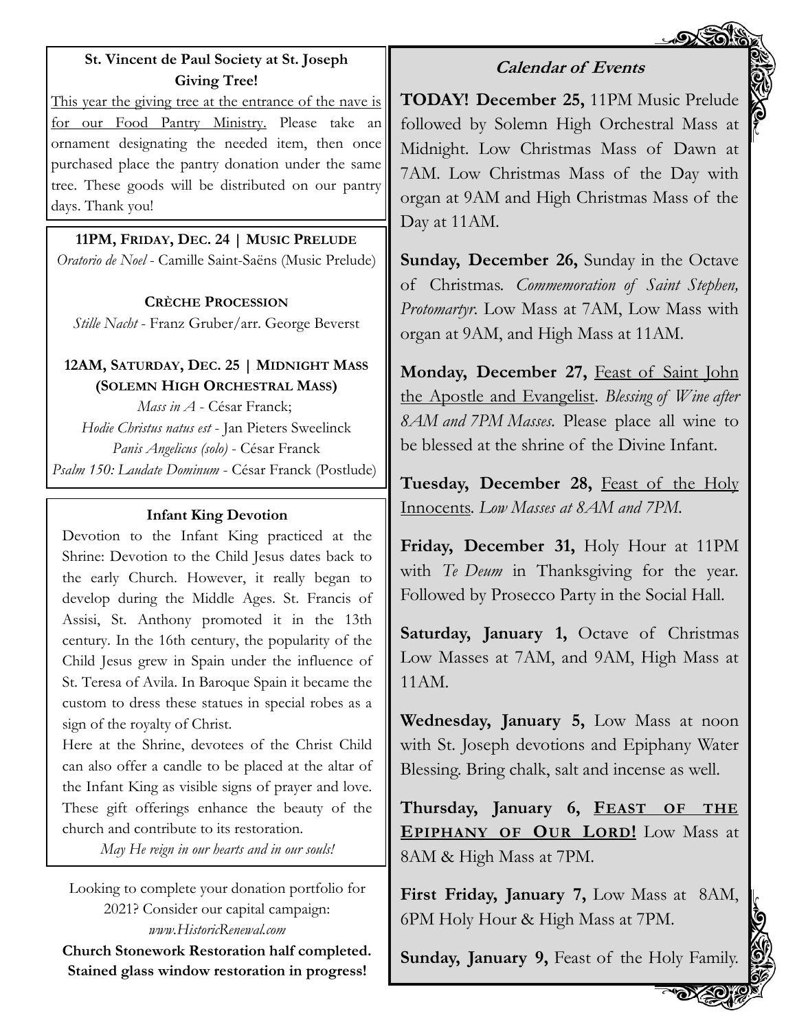**St. Vincent de Paul Society at St. Joseph Giving Tree!**

This year the giving tree at the entrance of the nave is for our Food Pantry Ministry. Please take an ornament designating the needed item, then once purchased place the pantry donation under the same tree. These goods will be distributed on our pantry days. Thank you!

**11PM, FRIDAY, DEC. 24 | MUSIC PRELUDE**

*Oratorio de Noel* - Camille Saint-Saëns (Music Prelude)

**CRÈCHE PROCESSION**

*Stille Nacht* - Franz Gruber/arr. George Beverst

**12AM, SATURDAY, DEC. 25 | MIDNIGHT MASS (SOLEMN HIGH ORCHESTRAL MASS)**

*Mass in A* - César Franck;
*Hodie Christus natus est* - Jan Pieters Sweelinck
*Panis Angelicus (solo)* - César Franck
*Psalm 150: Laudate Dominum* - César Franck (Postlude)

**Infant King Devotion**

Devotion to the Infant King practiced at the Shrine: Devotion to the Child Jesus dates back to the early Church. However, it really began to develop during the Middle Ages. St. Francis of Assisi, St. Anthony promoted it in the 13th century. In the 16th century, the popularity of the Child Jesus grew in Spain under the influence of St. Teresa of Avila. In Baroque Spain it became the custom to dress these statues in special robes as a sign of the royalty of Christ.

Here at the Shrine, devotees of the Christ Child can also offer a candle to be placed at the altar of the Infant King as visible signs of prayer and love. These gift offerings enhance the beauty of the church and contribute to its restoration.

*May He reign in our hearts and in our souls!*

Looking to complete your donation portfolio for 2021? Consider our capital campaign: *www.HistoricRenewal.com*

**Church Stonework Restoration half completed. Stained glass window restoration in progress!**

## Calendar of Events

**TODAY! December 25,** 11PM Music Prelude followed by Solemn High Orchestral Mass at Midnight. Low Christmas Mass of Dawn at 7AM. Low Christmas Mass of the Day with organ at 9AM and High Christmas Mass of the Day at 11AM.

**Sunday, December 26,** Sunday in the Octave of Christmas. *Commemoration of Saint Stephen, Protomartyr*. Low Mass at 7AM, Low Mass with organ at 9AM, and High Mass at 11AM.

**Monday, December 27,** Feast of Saint John the Apostle and Evangelist. *Blessing of Wine after 8AM and 7PM Masses.* Please place all wine to be blessed at the shrine of the Divine Infant.

**Tuesday, December 28,** Feast of the Holy Innocents. *Low Masses at 8AM and 7PM.*

**Friday, December 31,** Holy Hour at 11PM with *Te Deum* in Thanksgiving for the year. Followed by Prosecco Party in the Social Hall.

**Saturday, January 1,** Octave of Christmas Low Masses at 7AM, and 9AM, High Mass at 11AM.

**Wednesday, January 5,** Low Mass at noon with St. Joseph devotions and Epiphany Water Blessing. Bring chalk, salt and incense as well.

**Thursday, January 6, FEAST OF THE EPIPHANY OF OUR LORD!** Low Mass at 8AM & High Mass at 7PM.

**First Friday, January 7,** Low Mass at 8AM, 6PM Holy Hour & High Mass at 7PM.

**Sunday, January 9,** Feast of the Holy Family.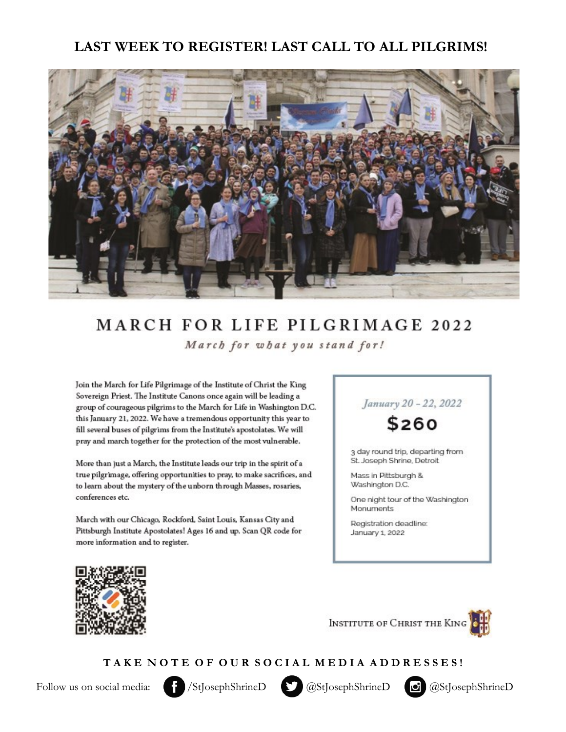**LAST WEEK TO REGISTER! LAST CALL TO ALL PILGRIMS!**

# MARCH FOR LIFE PILGRIMAGE 2022

*March for what you stand for!*

Join the March for Life Pilgrimage of the Institute of Christ the King Sovereign Priest. The Institute Canons once again will be leading a group of courageous pilgrims to the March for Life in Washington D.C. this January 21, 2022. We have a tremendous opportunity this year to fill several buses of pilgrims from the Institute's apostolates. We will pray and march together for the protection of the most vulnerable.

More than just a March, the Institute leads our trip in the spirit of a true pilgrimage, offering opportunities to pray, to make sacrifices, and to learn about the mystery of the unborn through Masses, rosaries, conferences etc.

March with our Chicago, Rockford, Saint Louis, Kansas City and Pittsburgh Institute Apostolates! Ages 16 and up. Scan QR code for more information and to register.

*January 20 - 22, 2022*

**$260**

3 day round trip, departing from St. Joseph Shrine, Detroit

Mass in Pittsburgh & Washington D.C.

One night tour of the Washington Monuments

Registration deadline: January 1, 2022

INSTITUTE OF CHRIST THE KING

**TAKE NOTE OF OUR SOCIAL MEDIA ADDRESSES!**

Follow us on social media: /StJosephShrineD @StJosephShrineD @StJosephShrineD